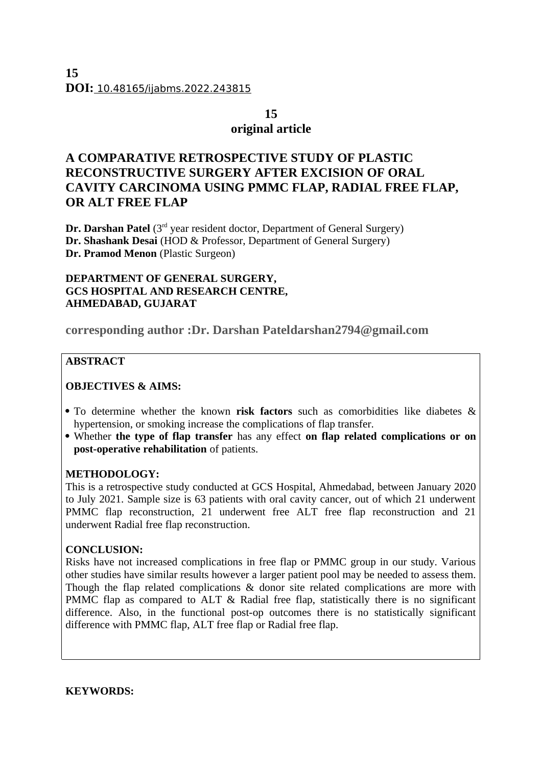**15**
**DOI:** 10.48165/ijabms.2022.243815

**15**
**original article**

# A COMPARATIVE RETROSPECTIVE STUDY OF PLASTIC RECONSTRUCTIVE SURGERY AFTER EXCISION OF ORAL CAVITY CARCINOMA USING PMMC FLAP, RADIAL FREE FLAP, OR ALT FREE FLAP

**Dr. Darshan Patel** (3rd year resident doctor, Department of General Surgery)
**Dr. Shashank Desai** (HOD & Professor, Department of General Surgery)
**Dr. Pramod Menon** (Plastic Surgeon)

**DEPARTMENT OF GENERAL SURGERY,**
**GCS HOSPITAL AND RESEARCH CENTRE,**
**AHMEDABAD, GUJARAT**

**corresponding author :Dr. Darshan Pateldarshan2794@gmail.com**

## ABSTRACT

### OBJECTIVES & AIMS:

- To determine whether the known **risk factors** such as comorbidities like diabetes & hypertension, or smoking increase the complications of flap transfer.
- Whether **the type of flap transfer** has any effect **on flap related complications or on post-operative rehabilitation** of patients.

### METHODOLOGY:

This is a retrospective study conducted at GCS Hospital, Ahmedabad, between January 2020 to July 2021. Sample size is 63 patients with oral cavity cancer, out of which 21 underwent PMMC flap reconstruction, 21 underwent free ALT free flap reconstruction and 21 underwent Radial free flap reconstruction.

### CONCLUSION:

Risks have not increased complications in free flap or PMMC group in our study. Various other studies have similar results however a larger patient pool may be needed to assess them. Though the flap related complications & donor site related complications are more with PMMC flap as compared to ALT & Radial free flap, statistically there is no significant difference. Also, in the functional post-op outcomes there is no statistically significant difference with PMMC flap, ALT free flap or Radial free flap.

**KEYWORDS:**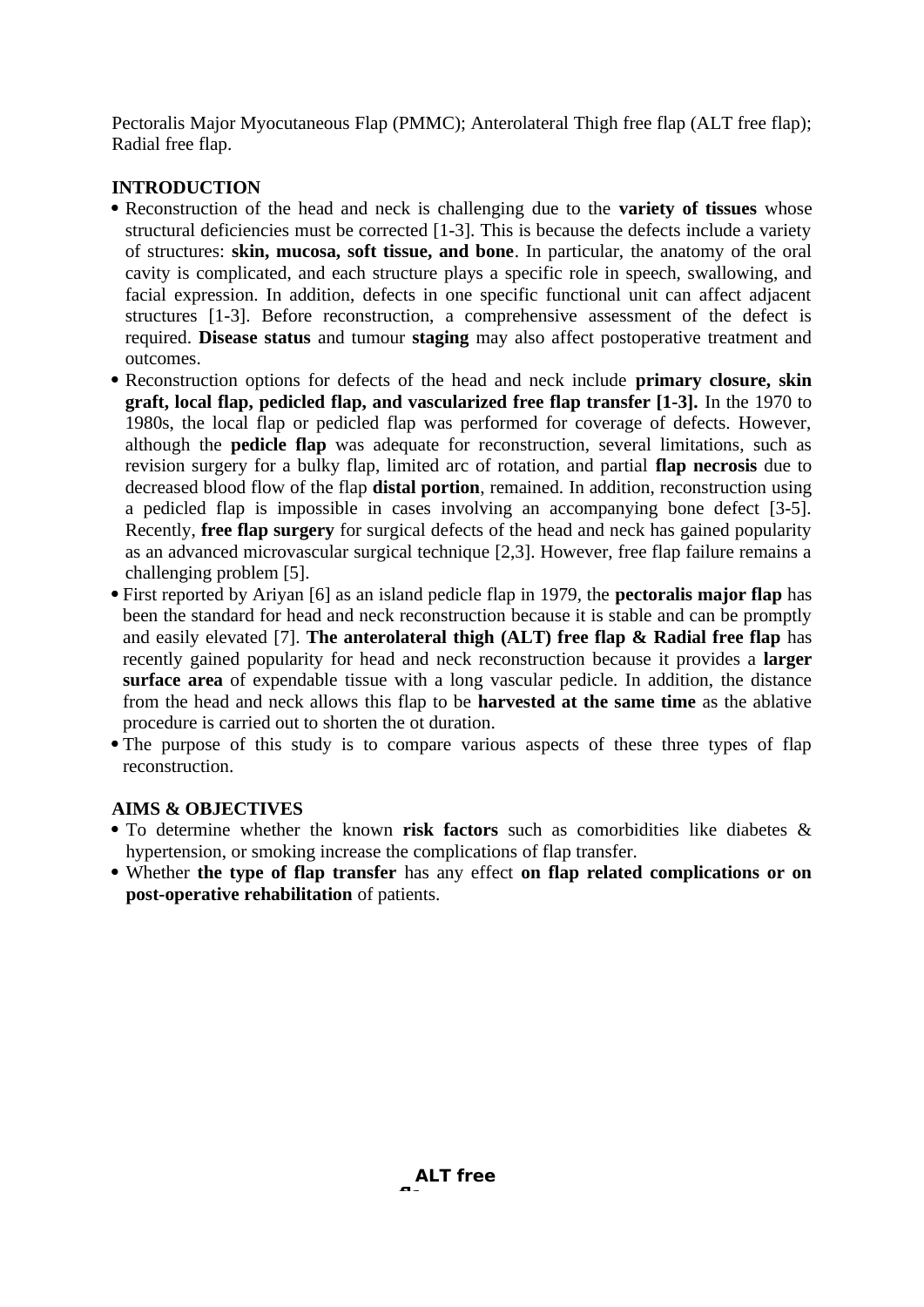Pectoralis Major Myocutaneous Flap (PMMC); Anterolateral Thigh free flap (ALT free flap); Radial free flap.

## INTRODUCTION

- Reconstruction of the head and neck is challenging due to the **variety of tissues** whose structural deficiencies must be corrected [1-3]. This is because the defects include a variety of structures: **skin, mucosa, soft tissue, and bone**. In particular, the anatomy of the oral cavity is complicated, and each structure plays a specific role in speech, swallowing, and facial expression. In addition, defects in one specific functional unit can affect adjacent structures [1-3]. Before reconstruction, a comprehensive assessment of the defect is required. **Disease status** and tumour **staging** may also affect postoperative treatment and outcomes.
- Reconstruction options for defects of the head and neck include **primary closure, skin graft, local flap, pedicled flap, and vascularized free flap transfer [1-3].** In the 1970 to 1980s, the local flap or pedicled flap was performed for coverage of defects. However, although the **pedicle flap** was adequate for reconstruction, several limitations, such as revision surgery for a bulky flap, limited arc of rotation, and partial **flap necrosis** due to decreased blood flow of the flap **distal portion**, remained. In addition, reconstruction using a pedicled flap is impossible in cases involving an accompanying bone defect [3-5]. Recently, **free flap surgery** for surgical defects of the head and neck has gained popularity as an advanced microvascular surgical technique [2,3]. However, free flap failure remains a challenging problem [5].
- First reported by Ariyan [6] as an island pedicle flap in 1979, the **pectoralis major flap** has been the standard for head and neck reconstruction because it is stable and can be promptly and easily elevated [7]. **The anterolateral thigh (ALT) free flap & Radial free flap** has recently gained popularity for head and neck reconstruction because it provides a **larger surface area** of expendable tissue with a long vascular pedicle. In addition, the distance from the head and neck allows this flap to be **harvested at the same time** as the ablative procedure is carried out to shorten the ot duration.
- The purpose of this study is to compare various aspects of these three types of flap reconstruction.

## AIMS & OBJECTIVES

- To determine whether the known **risk factors** such as comorbidities like diabetes & hypertension, or smoking increase the complications of flap transfer.
- Whether **the type of flap transfer** has any effect **on flap related complications or on post-operative rehabilitation** of patients.

**ALT free fl...**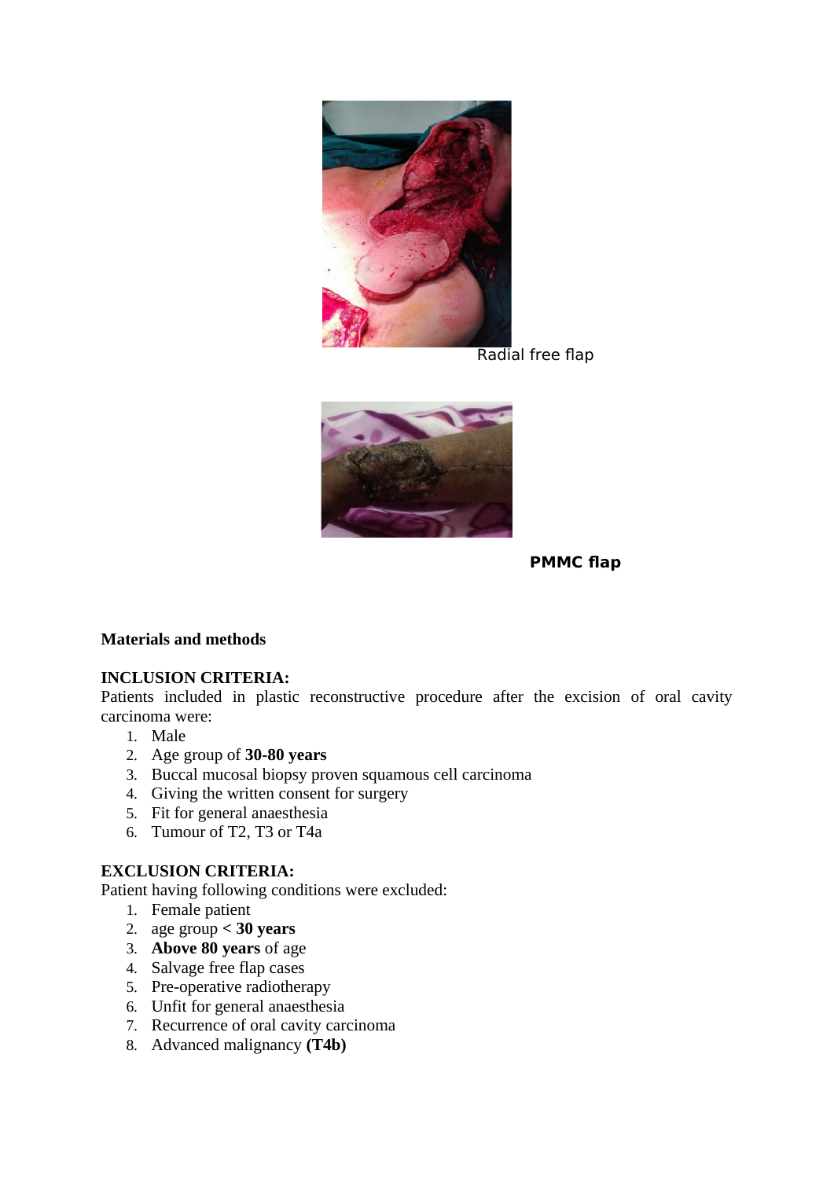Radial free flap

**PMMC flap**

**Materials and methods**

**INCLUSION CRITERIA:**

Patients included in plastic reconstructive procedure after the excision of oral cavity carcinoma were:

1. Male
2. Age group of **30-80 years**
3. Buccal mucosal biopsy proven squamous cell carcinoma
4. Giving the written consent for surgery
5. Fit for general anaesthesia
6. Tumour of T2, T3 or T4a

**EXCLUSION CRITERIA:**

Patient having following conditions were excluded:

1. Female patient
2. age group **< 30 years**
3. **Above 80 years** of age
4. Salvage free flap cases
5. Pre-operative radiotherapy
6. Unfit for general anaesthesia
7. Recurrence of oral cavity carcinoma
8. Advanced malignancy **(T4b)**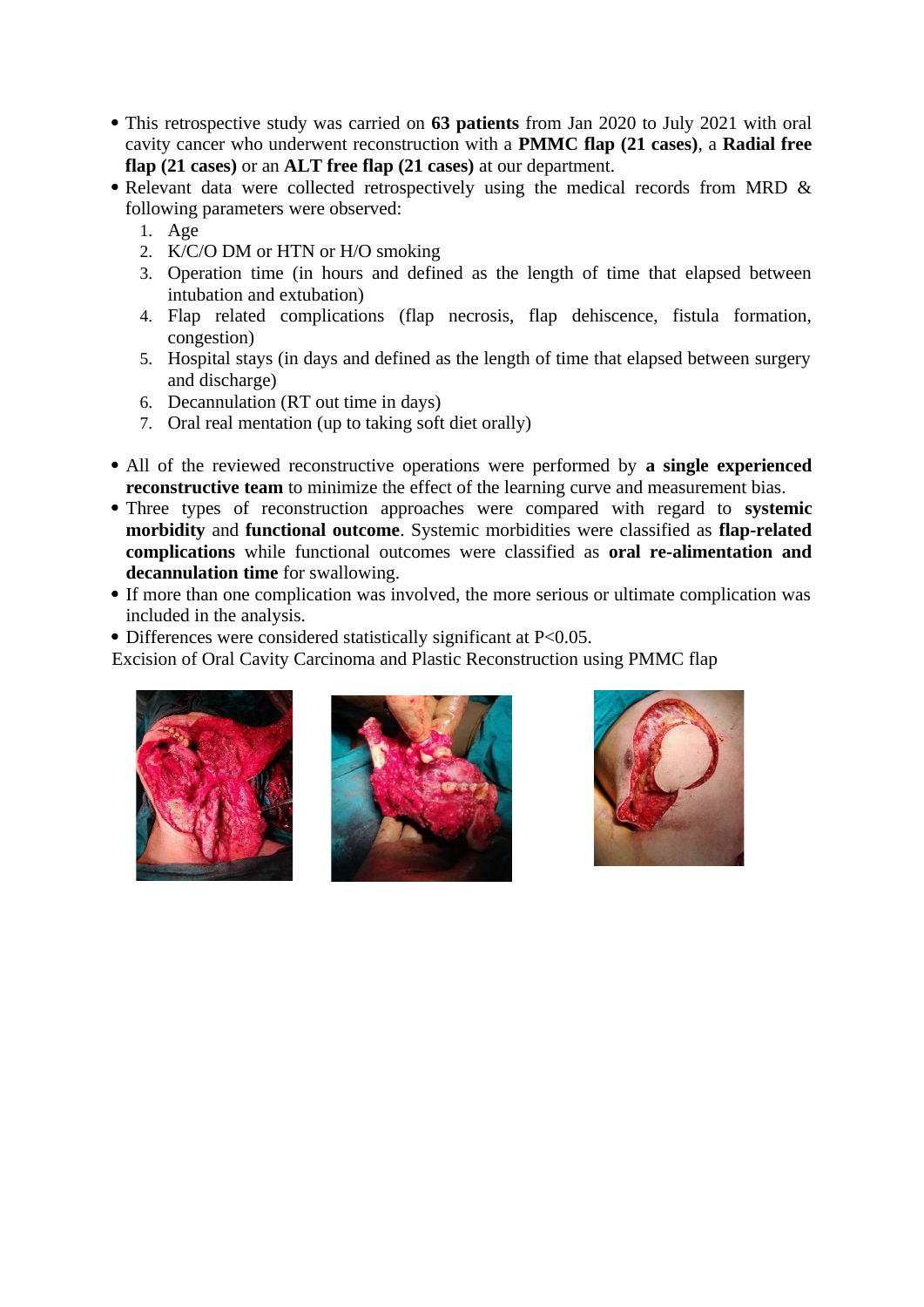- This retrospective study was carried on **63 patients** from Jan 2020 to July 2021 with oral cavity cancer who underwent reconstruction with a **PMMC flap (21 cases)**, a **Radial free flap (21 cases)** or an **ALT free flap (21 cases)** at our department.
- Relevant data were collected retrospectively using the medical records from MRD & following parameters were observed:
  1. Age
  2. K/C/O DM or HTN or H/O smoking
  3. Operation time (in hours and defined as the length of time that elapsed between intubation and extubation)
  4. Flap related complications (flap necrosis, flap dehiscence, fistula formation, congestion)
  5. Hospital stays (in days and defined as the length of time that elapsed between surgery and discharge)
  6. Decannulation (RT out time in days)
  7. Oral real mentation (up to taking soft diet orally)

- All of the reviewed reconstructive operations were performed by **a single experienced reconstructive team** to minimize the effect of the learning curve and measurement bias.
- Three types of reconstruction approaches were compared with regard to **systemic morbidity** and **functional outcome**. Systemic morbidities were classified as **flap-related complications** while functional outcomes were classified as **oral re-alimentation and decannulation time** for swallowing.
- If more than one complication was involved, the more serious or ultimate complication was included in the analysis.
- Differences were considered statistically significant at $P<0.05$.

Excision of Oral Cavity Carcinoma and Plastic Reconstruction using PMMC flap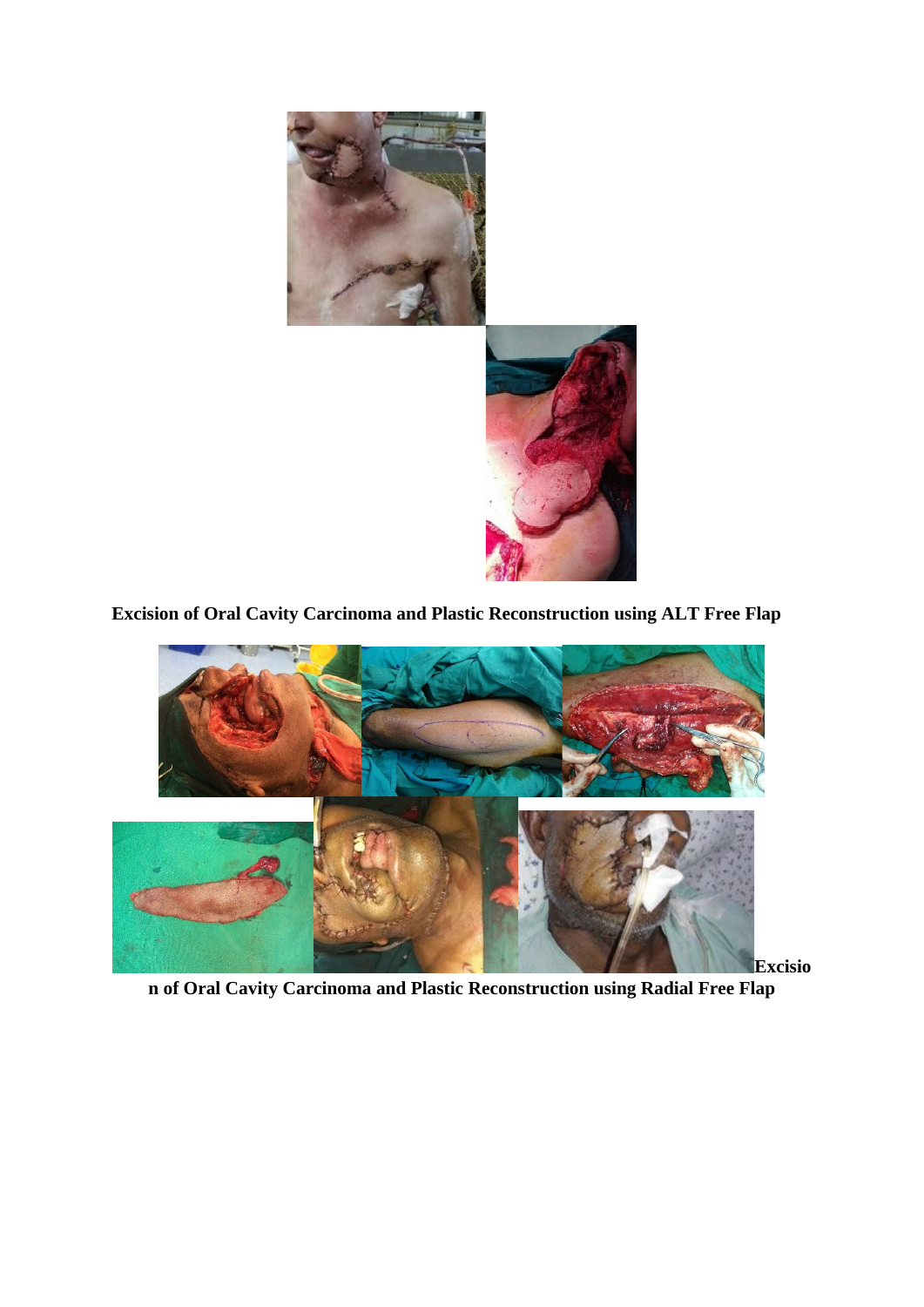**Excision of Oral Cavity Carcinoma and Plastic Reconstruction using ALT Free Flap**

**Excision of Oral Cavity Carcinoma and Plastic Reconstruction using Radial Free Flap**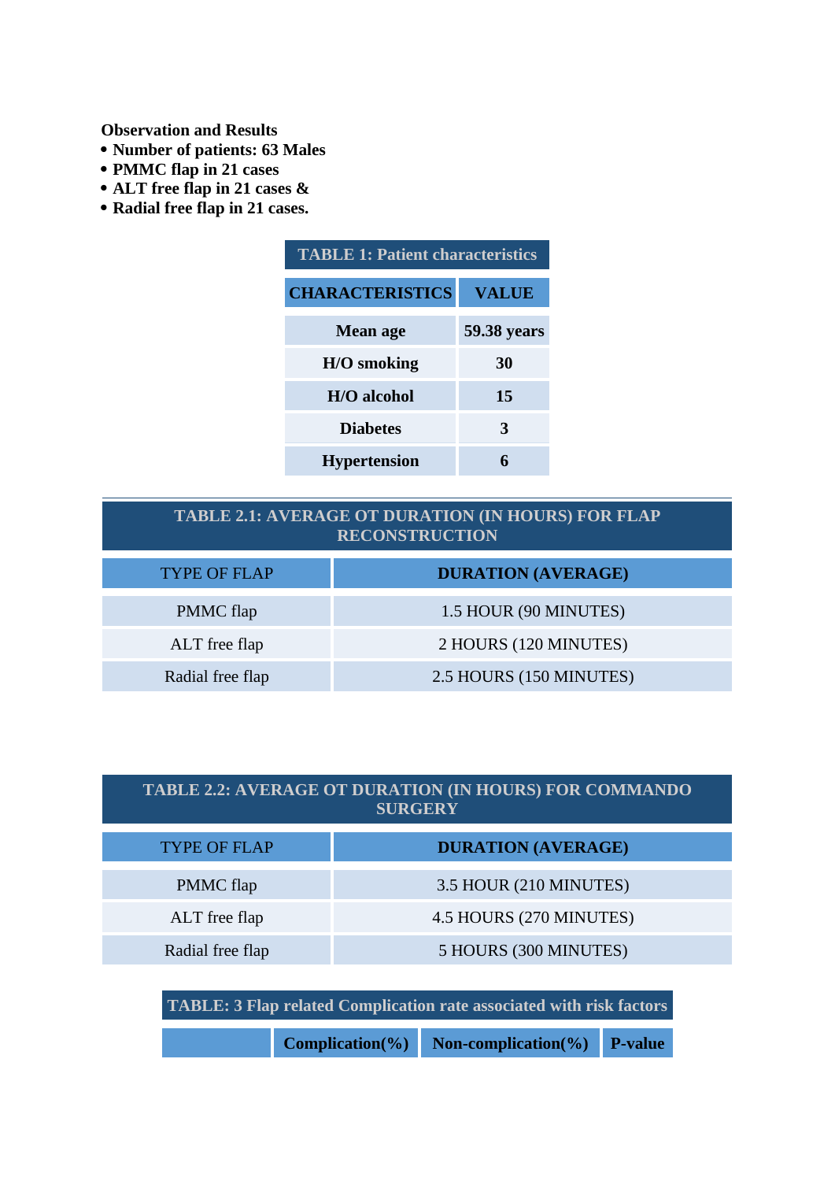**Observation and Results**

- **Number of patients: 63 Males**
- **PMMC flap in 21 cases**
- **ALT free flap in 21 cases &**
- **Radial free flap in 21 cases.**

**TABLE 1: Patient characteristics**

| CHARACTERISTICS | VALUE |
|---|---|
| Mean age | 59.38 years |
| H/O smoking | 30 |
| H/O alcohol | 15 |
| Diabetes | 3 |
| Hypertension | 6 |

**TABLE 2.1: AVERAGE OT DURATION (IN HOURS) FOR FLAP RECONSTRUCTION**

| TYPE OF FLAP | DURATION (AVERAGE) |
|---|---|
| PMMC flap | 1.5 HOUR (90 MINUTES) |
| ALT free flap | 2 HOURS (120 MINUTES) |
| Radial free flap | 2.5 HOURS (150 MINUTES) |

**TABLE 2.2: AVERAGE OT DURATION (IN HOURS) FOR COMMANDO SURGERY**

| TYPE OF FLAP | DURATION (AVERAGE) |
|---|---|
| PMMC flap | 3.5 HOUR (210 MINUTES) |
| ALT free flap | 4.5 HOURS (270 MINUTES) |
| Radial free flap | 5 HOURS (300 MINUTES) |

**TABLE: 3 Flap related Complication rate associated with risk factors**

| | Complication(%) | Non-complication(%) | P-value |
|---|---|---|---|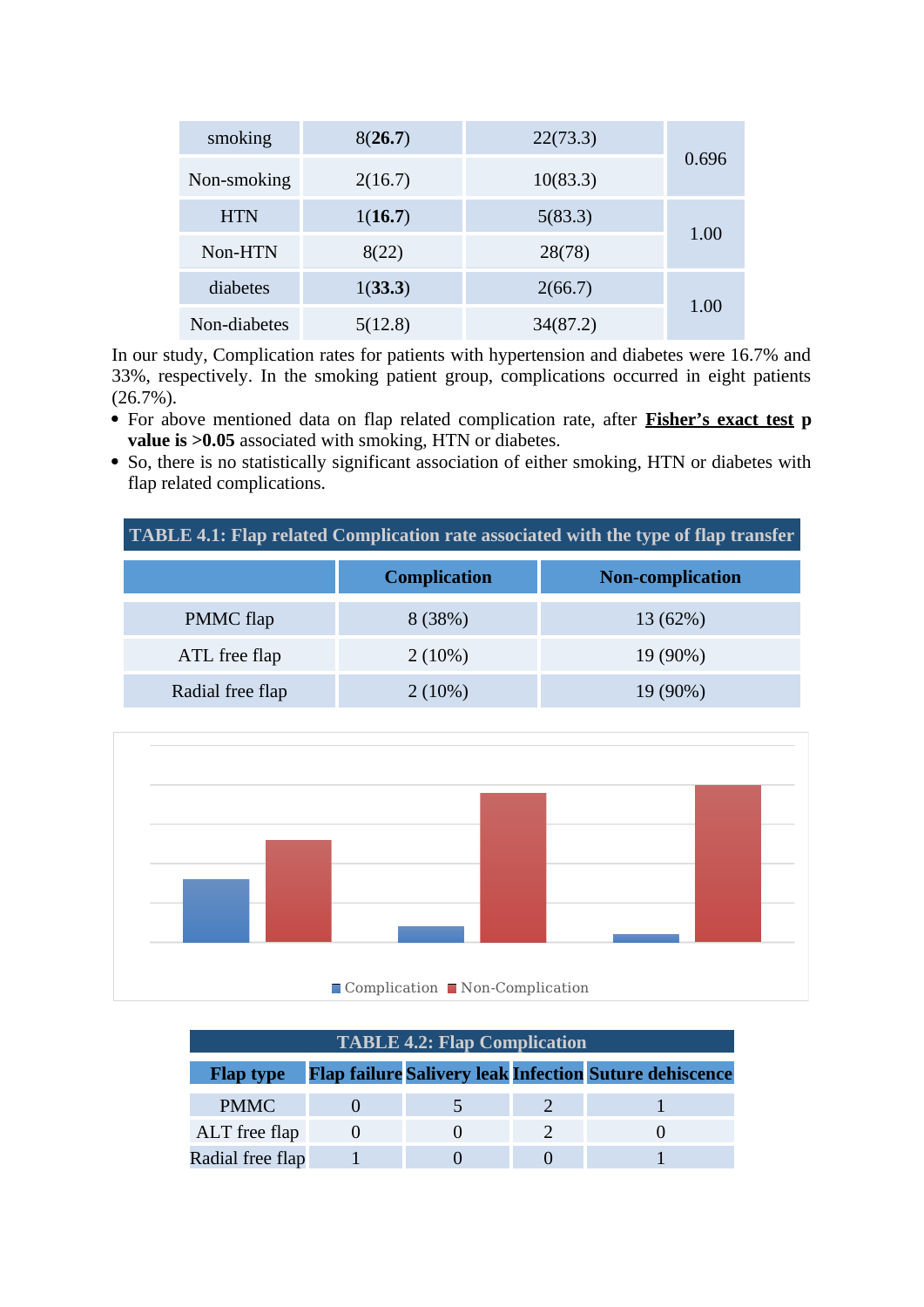| smoking | 8(**26.7**) | 22(73.3) | 0.696 |
|---|---|---|---|
| Non-smoking | 2(16.7) | 10(83.3) | |
| HTN | 1(**16.7**) | 5(83.3) | 1.00 |
| Non-HTN | 8(22) | 28(78) | |
| diabetes | 1(**33.3**) | 2(66.7) | 1.00 |
| Non-diabetes | 5(12.8) | 34(87.2) | |

In our study, Complication rates for patients with hypertension and diabetes were 16.7% and 33%, respectively. In the smoking patient group, complications occurred in eight patients (26.7%).

- For above mentioned data on flap related complication rate, after **Fisher's exact test p value is >0.05** associated with smoking, HTN or diabetes.
- So, there is no statistically significant association of either smoking, HTN or diabetes with flap related complications.

**TABLE 4.1: Flap related Complication rate associated with the type of flap transfer**

| | Complication | Non-complication |
|---|---|---|
| PMMC flap | 8 (38%) | 13 (62%) |
| ATL free flap | 2 (10%) | 19 (90%) |
| Radial free flap | 2 (10%) | 19 (90%) |

Complication  Non-Complication

**TABLE 4.2: Flap Complication**

| Flap type | Flap failure | Salivery leak | Infection | Suture dehiscence |
|---|---|---|---|---|
| PMMC | 0 | 5 | 2 | 1 |
| ALT free flap | 0 | 0 | 2 | 0 |
| Radial free flap | 1 | 0 | 0 | 1 |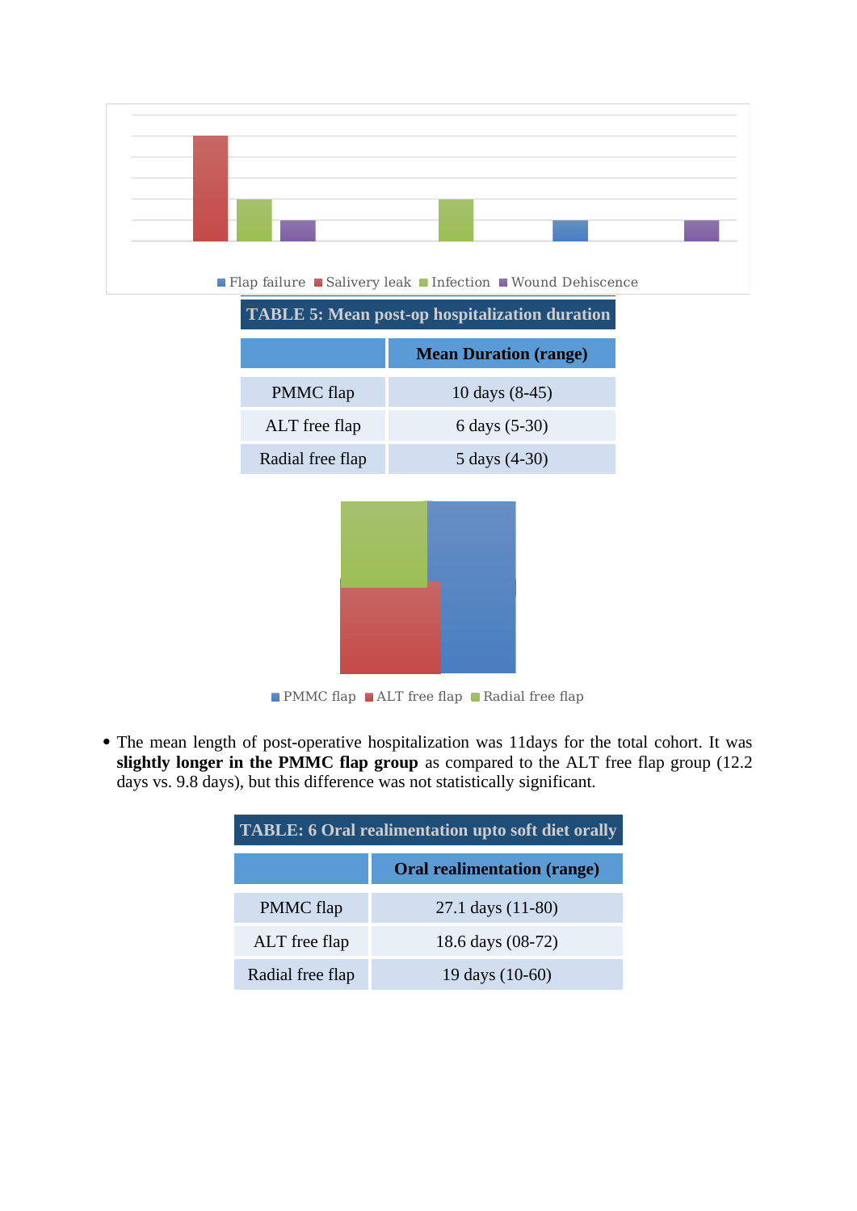Flap failure | Salivery leak | Infection | Wound Dehiscence

| TABLE 5: Mean post-op hospitalization duration | |
|---|---|
| | **Mean Duration (range)** |
| PMMC flap | 10 days (8-45) |
| ALT free flap | 6 days (5-30) |
| Radial free flap | 5 days (4-30) |

PMMC flap | ALT free flap | Radial free flap

- The mean length of post-operative hospitalization was 11days for the total cohort. It was **slightly longer in the PMMC flap group** as compared to the ALT free flap group (12.2 days vs. 9.8 days), but this difference was not statistically significant.

| TABLE: 6 Oral realimentation upto soft diet orally | |
|---|---|
| | **Oral realimentation (range)** |
| PMMC flap | 27.1 days (11-80) |
| ALT free flap | 18.6 days (08-72) |
| Radial free flap | 19 days (10-60) |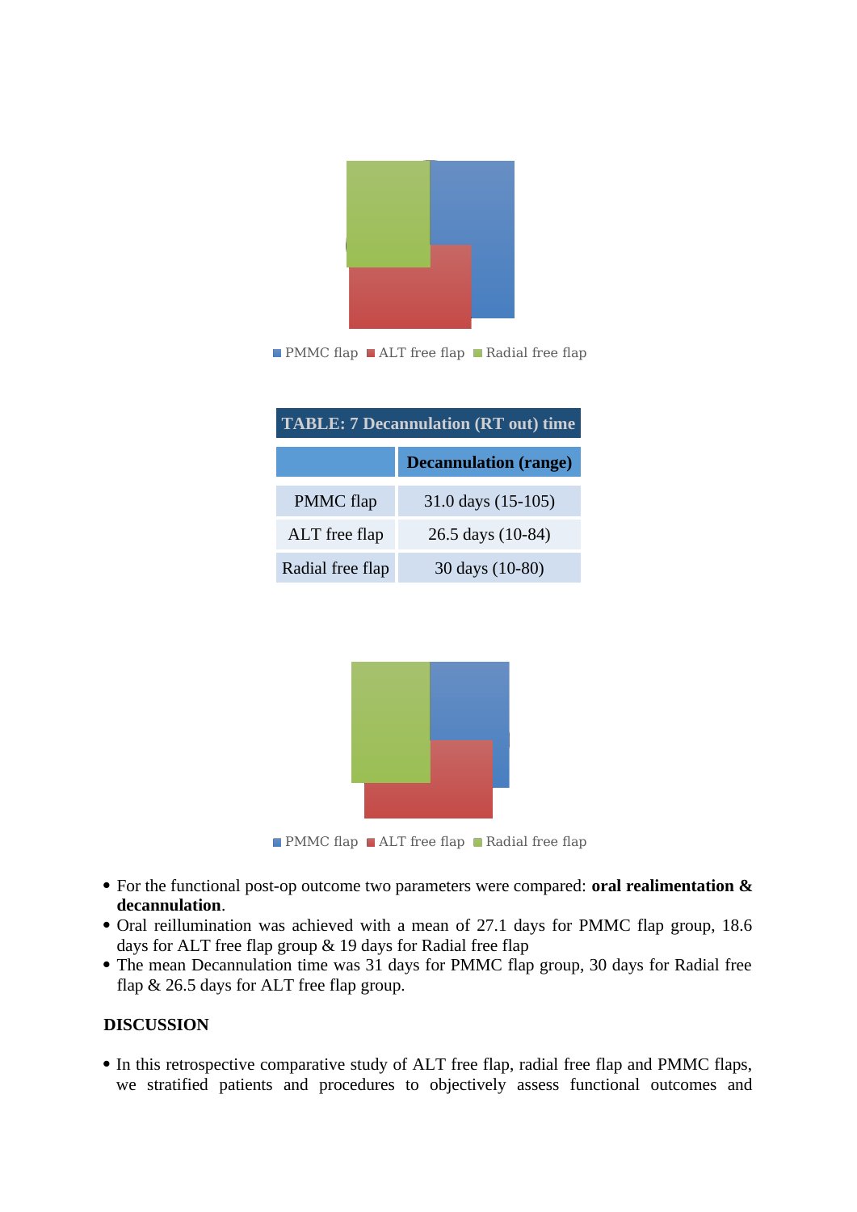PMMC flap ALT free flap Radial free flap

| TABLE: 7 Decannulation (RT out) time | |
|---|---|
| | **Decannulation (range)** |
| PMMC flap | 31.0 days (15-105) |
| ALT free flap | 26.5 days (10-84) |
| Radial free flap | 30 days (10-80) |

PMMC flap ALT free flap Radial free flap

- For the functional post-op outcome two parameters were compared: **oral realimentation & decannulation**.
- Oral reillumination was achieved with a mean of 27.1 days for PMMC flap group, 18.6 days for ALT free flap group & 19 days for Radial free flap
- The mean Decannulation time was 31 days for PMMC flap group, 30 days for Radial free flap & 26.5 days for ALT free flap group.

**DISCUSSION**

- In this retrospective comparative study of ALT free flap, radial free flap and PMMC flaps, we stratified patients and procedures to objectively assess functional outcomes and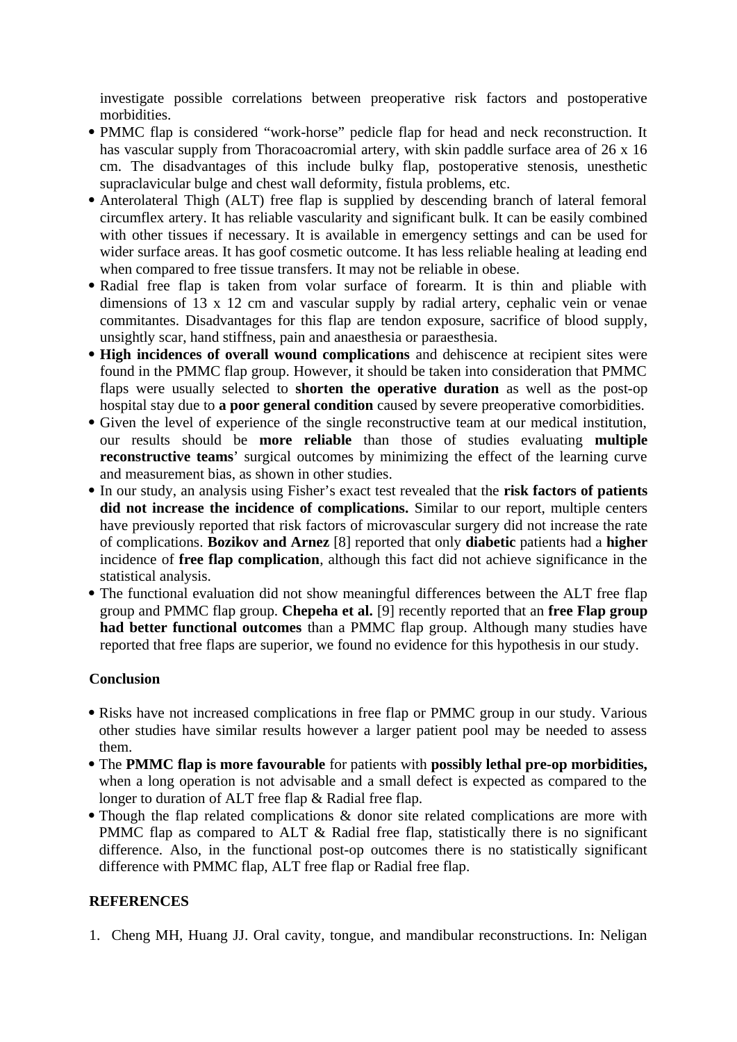investigate possible correlations between preoperative risk factors and postoperative morbidities.

- PMMC flap is considered "work-horse" pedicle flap for head and neck reconstruction. It has vascular supply from Thoracoacromial artery, with skin paddle surface area of 26 x 16 cm. The disadvantages of this include bulky flap, postoperative stenosis, unesthetic supraclavicular bulge and chest wall deformity, fistula problems, etc.
- Anterolateral Thigh (ALT) free flap is supplied by descending branch of lateral femoral circumflex artery. It has reliable vascularity and significant bulk. It can be easily combined with other tissues if necessary. It is available in emergency settings and can be used for wider surface areas. It has goof cosmetic outcome. It has less reliable healing at leading end when compared to free tissue transfers. It may not be reliable in obese.
- Radial free flap is taken from volar surface of forearm. It is thin and pliable with dimensions of 13 x 12 cm and vascular supply by radial artery, cephalic vein or venae commitantes. Disadvantages for this flap are tendon exposure, sacrifice of blood supply, unsightly scar, hand stiffness, pain and anaesthesia or paraesthesia.
- **High incidences of overall wound complications** and dehiscence at recipient sites were found in the PMMC flap group. However, it should be taken into consideration that PMMC flaps were usually selected to **shorten the operative duration** as well as the post-op hospital stay due to **a poor general condition** caused by severe preoperative comorbidities.
- Given the level of experience of the single reconstructive team at our medical institution, our results should be **more reliable** than those of studies evaluating **multiple reconstructive teams**' surgical outcomes by minimizing the effect of the learning curve and measurement bias, as shown in other studies.
- In our study, an analysis using Fisher's exact test revealed that the **risk factors of patients did not increase the incidence of complications.** Similar to our report, multiple centers have previously reported that risk factors of microvascular surgery did not increase the rate of complications. **Bozikov and Arnez** [8] reported that only **diabetic** patients had a **higher** incidence of **free flap complication**, although this fact did not achieve significance in the statistical analysis.
- The functional evaluation did not show meaningful differences between the ALT free flap group and PMMC flap group. **Chepeha et al.** [9] recently reported that an **free Flap group had better functional outcomes** than a PMMC flap group. Although many studies have reported that free flaps are superior, we found no evidence for this hypothesis in our study.

## Conclusion

- Risks have not increased complications in free flap or PMMC group in our study. Various other studies have similar results however a larger patient pool may be needed to assess them.
- The **PMMC flap is more favourable** for patients with **possibly lethal pre-op morbidities,** when a long operation is not advisable and a small defect is expected as compared to the longer to duration of ALT free flap & Radial free flap.
- Though the flap related complications & donor site related complications are more with PMMC flap as compared to ALT & Radial free flap, statistically there is no significant difference. Also, in the functional post-op outcomes there is no statistically significant difference with PMMC flap, ALT free flap or Radial free flap.

## REFERENCES

1. Cheng MH, Huang JJ. Oral cavity, tongue, and mandibular reconstructions. In: Neligan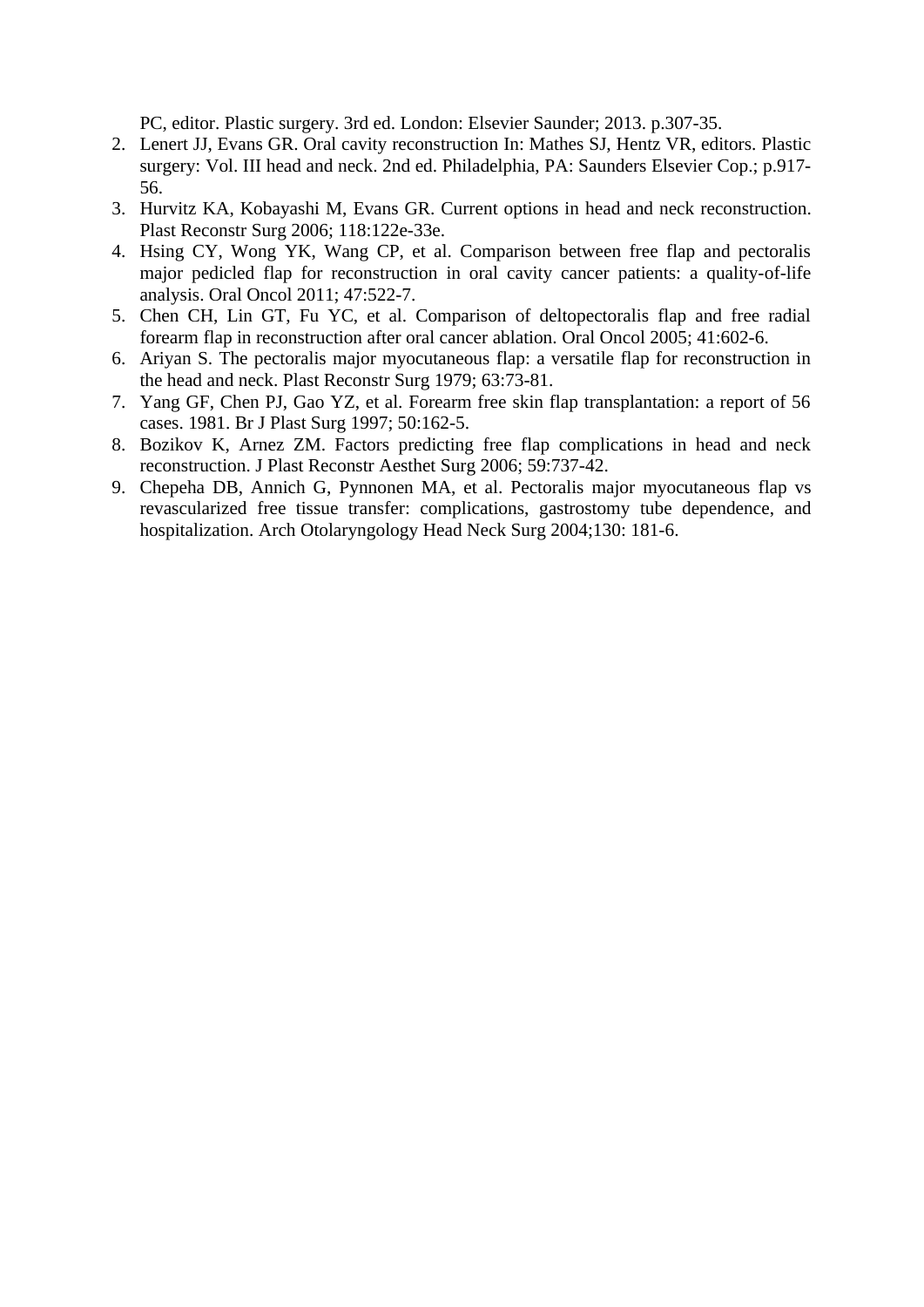PC, editor. Plastic surgery. 3rd ed. London: Elsevier Saunder; 2013. p.307-35.

2. Lenert JJ, Evans GR. Oral cavity reconstruction In: Mathes SJ, Hentz VR, editors. Plastic surgery: Vol. III head and neck. 2nd ed. Philadelphia, PA: Saunders Elsevier Cop.; p.917-56.
3. Hurvitz KA, Kobayashi M, Evans GR. Current options in head and neck reconstruction. Plast Reconstr Surg 2006; 118:122e-33e.
4. Hsing CY, Wong YK, Wang CP, et al. Comparison between free flap and pectoralis major pedicled flap for reconstruction in oral cavity cancer patients: a quality-of-life analysis. Oral Oncol 2011; 47:522-7.
5. Chen CH, Lin GT, Fu YC, et al. Comparison of deltopectoralis flap and free radial forearm flap in reconstruction after oral cancer ablation. Oral Oncol 2005; 41:602-6.
6. Ariyan S. The pectoralis major myocutaneous flap: a versatile flap for reconstruction in the head and neck. Plast Reconstr Surg 1979; 63:73-81.
7. Yang GF, Chen PJ, Gao YZ, et al. Forearm free skin flap transplantation: a report of 56 cases. 1981. Br J Plast Surg 1997; 50:162-5.
8. Bozikov K, Arnez ZM. Factors predicting free flap complications in head and neck reconstruction. J Plast Reconstr Aesthet Surg 2006; 59:737-42.
9. Chepeha DB, Annich G, Pynnonen MA, et al. Pectoralis major myocutaneous flap vs revascularized free tissue transfer: complications, gastrostomy tube dependence, and hospitalization. Arch Otolaryngology Head Neck Surg 2004;130: 181-6.